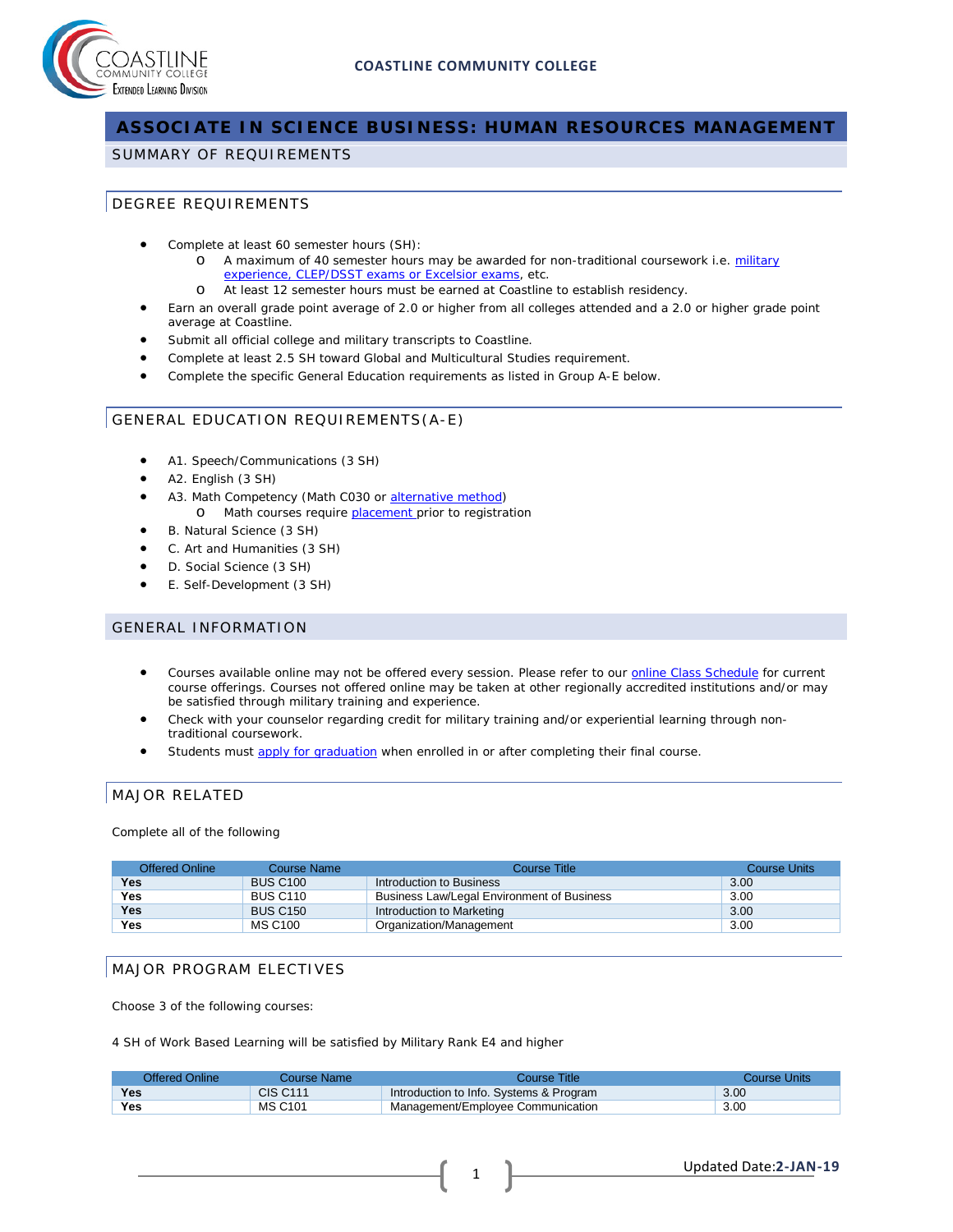# ASSOCIATE IN SCIENCE BUSINESS: HUMAN RESOURCES MANAGEMENT

## SUMMARY OF REQUIREMENTS

### DEGREE REQUIREMENTS

- Complete at least 60 semester hours (SH):
  - A maximum of 40 semester hours may be awarded for non-traditional coursework i.e. military experience, CLEP/DSST exams or Excelsior exams, etc.
  - At least 12 semester hours must be earned at Coastline to establish residency.
- Earn an overall grade point average of 2.0 or higher from all colleges attended and a 2.0 or higher grade point average at Coastline.
- Submit all official college and military transcripts to Coastline.
- Complete at least 2.5 SH toward Global and Multicultural Studies requirement.
- Complete the specific General Education requirements as listed in Group A-E below.

### GENERAL EDUCATION REQUIREMENTS(A-E)

- A1. Speech/Communications (3 SH)
- A2. English (3 SH)
- A3. Math Competency (Math C030 or alternative method)
  - Math courses require placement prior to registration
- B. Natural Science (3 SH)
- C. Art and Humanities (3 SH)
- D. Social Science (3 SH)
- E. Self-Development (3 SH)

## GENERAL INFORMATION

- Courses available online may not be offered every session. Please refer to our online Class Schedule for current course offerings. Courses not offered online may be taken at other regionally accredited institutions and/or may be satisfied through military training and experience.
- Check with your counselor regarding credit for military training and/or experiential learning through non-traditional coursework.
- Students must apply for graduation when enrolled in or after completing their final course.

### MAJOR RELATED

Complete all of the following

| Offered Online | Course Name | Course Title | Course Units |
|---|---|---|---|
| **Yes** | BUS C100 | Introduction to Business | 3.00 |
| **Yes** | BUS C110 | Business Law/Legal Environment of Business | 3.00 |
| **Yes** | BUS C150 | Introduction to Marketing | 3.00 |
| **Yes** | MS C100 | Organization/Management | 3.00 |

### MAJOR PROGRAM ELECTIVES

Choose 3 of the following courses:

4 SH of Work Based Learning will be satisfied by Military Rank E4 and higher

| Offered Online | Course Name | Course Title | Course Units |
|---|---|---|---|
| **Yes** | CIS C111 | Introduction to Info. Systems & Program | 3.00 |
| **Yes** | MS C101 | Management/Employee Communication | 3.00 |

Updated Date: **2-JAN-19**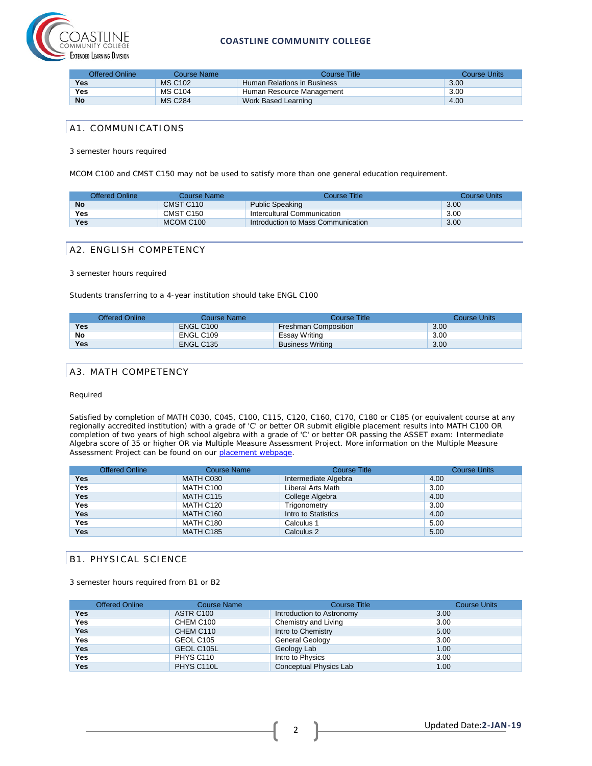| Offered Online | Course Name | Course Title | Course Units |
|---|---|---|---|
| **Yes** | MS C102 | Human Relations in Business | 3.00 |
| **Yes** | MS C104 | Human Resource Management | 3.00 |
| **No** | MS C284 | Work Based Learning | 4.00 |

## A1. COMMUNICATIONS

3 semester hours required

MCOM C100 and CMST C150 may not be used to satisfy more than one general education requirement.

| Offered Online | Course Name | Course Title | Course Units |
|---|---|---|---|
| **No** | CMST C110 | Public Speaking | 3.00 |
| **Yes** | CMST C150 | Intercultural Communication | 3.00 |
| **Yes** | MCOM C100 | Introduction to Mass Communication | 3.00 |

## A2. ENGLISH COMPETENCY

3 semester hours required

Students transferring to a 4-year institution should take ENGL C100

| Offered Online | Course Name | Course Title | Course Units |
|---|---|---|---|
| **Yes** | ENGL C100 | Freshman Composition | 3.00 |
| **No** | ENGL C109 | Essay Writing | 3.00 |
| **Yes** | ENGL C135 | Business Writing | 3.00 |

## A3. MATH COMPETENCY

Required

Satisfied by completion of MATH C030, C045, C100, C115, C120, C160, C170, C180 or C185 (or equivalent course at any regionally accredited institution) with a grade of 'C' or better OR submit eligible placement results into MATH C100 OR completion of two years of high school algebra with a grade of 'C' or better OR passing the ASSET exam: Intermediate Algebra score of 35 or higher OR via Multiple Measure Assessment Project. More information on the Multiple Measure Assessment Project can be found on our placement webpage.

| Offered Online | Course Name | Course Title | Course Units |
|---|---|---|---|
| **Yes** | MATH C030 | Intermediate Algebra | 4.00 |
| **Yes** | MATH C100 | Liberal Arts Math | 3.00 |
| **Yes** | MATH C115 | College Algebra | 4.00 |
| **Yes** | MATH C120 | Trigonometry | 3.00 |
| **Yes** | MATH C160 | Intro to Statistics | 4.00 |
| **Yes** | MATH C180 | Calculus 1 | 5.00 |
| **Yes** | MATH C185 | Calculus 2 | 5.00 |

## B1. PHYSICAL SCIENCE

3 semester hours required from B1 or B2

| Offered Online | Course Name | Course Title | Course Units |
|---|---|---|---|
| **Yes** | ASTR C100 | Introduction to Astronomy | 3.00 |
| **Yes** | CHEM C100 | Chemistry and Living | 3.00 |
| **Yes** | CHEM C110 | Intro to Chemistry | 5.00 |
| **Yes** | GEOL C105 | General Geology | 3.00 |
| **Yes** | GEOL C105L | Geology Lab | 1.00 |
| **Yes** | PHYS C110 | Intro to Physics | 3.00 |
| **Yes** | PHYS C110L | Conceptual Physics Lab | 1.00 |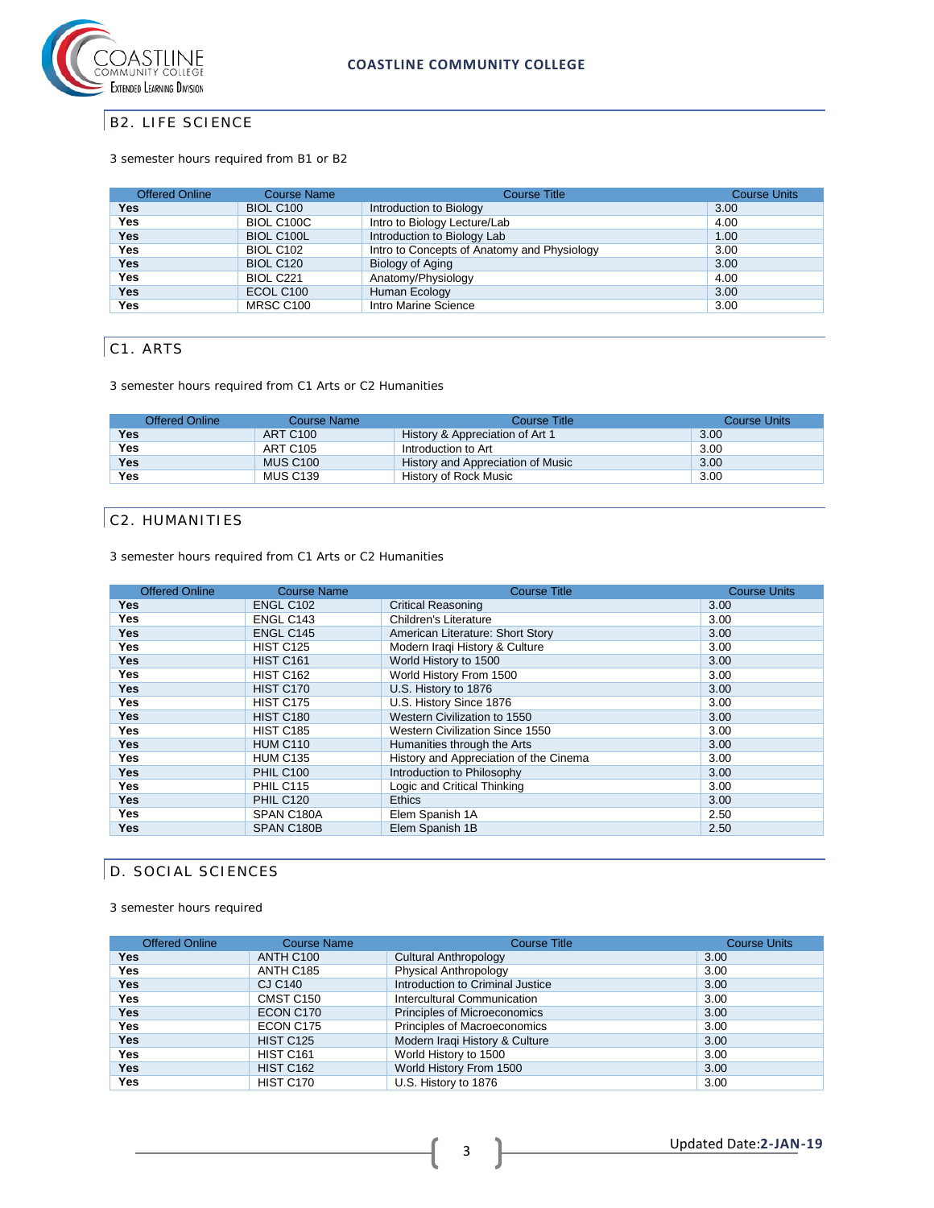## B2. LIFE SCIENCE

3 semester hours required from B1 or B2

| Offered Online | Course Name | Course Title | Course Units |
|---|---|---|---|
| **Yes** | BIOL C100 | Introduction to Biology | 3.00 |
| **Yes** | BIOL C100C | Intro to Biology Lecture/Lab | 4.00 |
| **Yes** | BIOL C100L | Introduction to Biology Lab | 1.00 |
| **Yes** | BIOL C102 | Intro to Concepts of Anatomy and Physiology | 3.00 |
| **Yes** | BIOL C120 | Biology of Aging | 3.00 |
| **Yes** | BIOL C221 | Anatomy/Physiology | 4.00 |
| **Yes** | ECOL C100 | Human Ecology | 3.00 |
| **Yes** | MRSC C100 | Intro Marine Science | 3.00 |

## C1. ARTS

3 semester hours required from C1 Arts or C2 Humanities

| Offered Online | Course Name | Course Title | Course Units |
|---|---|---|---|
| **Yes** | ART C100 | History & Appreciation of Art 1 | 3.00 |
| **Yes** | ART C105 | Introduction to Art | 3.00 |
| **Yes** | MUS C100 | History and Appreciation of Music | 3.00 |
| **Yes** | MUS C139 | History of Rock Music | 3.00 |

## C2. HUMANITIES

3 semester hours required from C1 Arts or C2 Humanities

| Offered Online | Course Name | Course Title | Course Units |
|---|---|---|---|
| **Yes** | ENGL C102 | Critical Reasoning | 3.00 |
| **Yes** | ENGL C143 | Children's Literature | 3.00 |
| **Yes** | ENGL C145 | American Literature: Short Story | 3.00 |
| **Yes** | HIST C125 | Modern Iraqi History & Culture | 3.00 |
| **Yes** | HIST C161 | World History to 1500 | 3.00 |
| **Yes** | HIST C162 | World History From 1500 | 3.00 |
| **Yes** | HIST C170 | U.S. History to 1876 | 3.00 |
| **Yes** | HIST C175 | U.S. History Since 1876 | 3.00 |
| **Yes** | HIST C180 | Western Civilization to 1550 | 3.00 |
| **Yes** | HIST C185 | Western Civilization Since 1550 | 3.00 |
| **Yes** | HUM C110 | Humanities through the Arts | 3.00 |
| **Yes** | HUM C135 | History and Appreciation of the Cinema | 3.00 |
| **Yes** | PHIL C100 | Introduction to Philosophy | 3.00 |
| **Yes** | PHIL C115 | Logic and Critical Thinking | 3.00 |
| **Yes** | PHIL C120 | Ethics | 3.00 |
| **Yes** | SPAN C180A | Elem Spanish 1A | 2.50 |
| **Yes** | SPAN C180B | Elem Spanish 1B | 2.50 |

## D. SOCIAL SCIENCES

3 semester hours required

| Offered Online | Course Name | Course Title | Course Units |
|---|---|---|---|
| **Yes** | ANTH C100 | Cultural Anthropology | 3.00 |
| **Yes** | ANTH C185 | Physical Anthropology | 3.00 |
| **Yes** | CJ C140 | Introduction to Criminal Justice | 3.00 |
| **Yes** | CMST C150 | Intercultural Communication | 3.00 |
| **Yes** | ECON C170 | Principles of Microeconomics | 3.00 |
| **Yes** | ECON C175 | Principles of Macroeconomics | 3.00 |
| **Yes** | HIST C125 | Modern Iraqi History & Culture | 3.00 |
| **Yes** | HIST C161 | World History to 1500 | 3.00 |
| **Yes** | HIST C162 | World History From 1500 | 3.00 |
| **Yes** | HIST C170 | U.S. History to 1876 | 3.00 |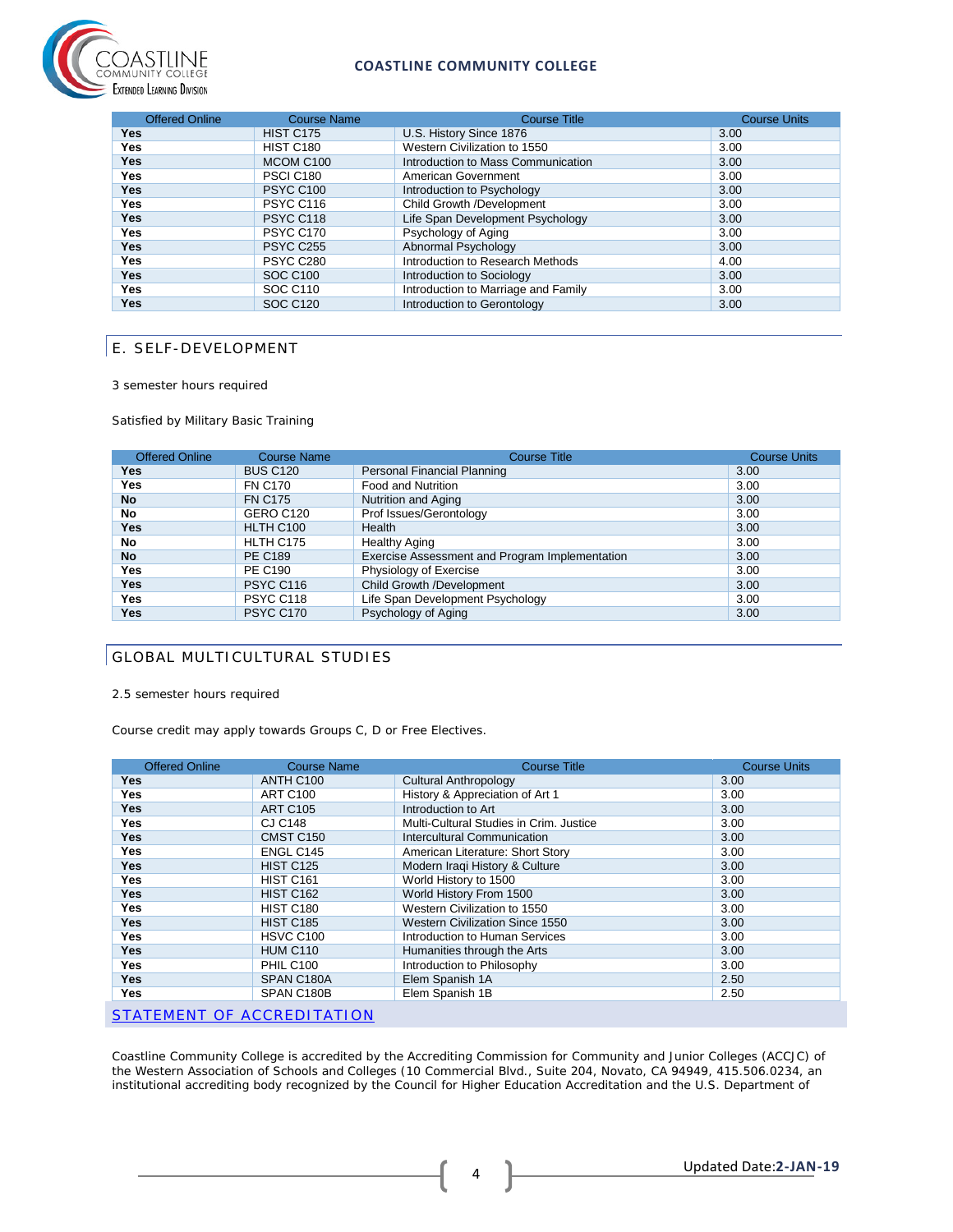| Offered Online | Course Name | Course Title | Course Units |
|---|---|---|---|
| **Yes** | HIST C175 | U.S. History Since 1876 | 3.00 |
| **Yes** | HIST C180 | Western Civilization to 1550 | 3.00 |
| **Yes** | MCOM C100 | Introduction to Mass Communication | 3.00 |
| **Yes** | PSCI C180 | American Government | 3.00 |
| **Yes** | PSYC C100 | Introduction to Psychology | 3.00 |
| **Yes** | PSYC C116 | Child Growth /Development | 3.00 |
| **Yes** | PSYC C118 | Life Span Development Psychology | 3.00 |
| **Yes** | PSYC C170 | Psychology of Aging | 3.00 |
| **Yes** | PSYC C255 | Abnormal Psychology | 3.00 |
| **Yes** | PSYC C280 | Introduction to Research Methods | 4.00 |
| **Yes** | SOC C100 | Introduction to Sociology | 3.00 |
| **Yes** | SOC C110 | Introduction to Marriage and Family | 3.00 |
| **Yes** | SOC C120 | Introduction to Gerontology | 3.00 |

## E. SELF-DEVELOPMENT

3 semester hours required

Satisfied by Military Basic Training

| Offered Online | Course Name | Course Title | Course Units |
|---|---|---|---|
| **Yes** | BUS C120 | Personal Financial Planning | 3.00 |
| **Yes** | FN C170 | Food and Nutrition | 3.00 |
| **No** | FN C175 | Nutrition and Aging | 3.00 |
| **No** | GERO C120 | Prof Issues/Gerontology | 3.00 |
| **Yes** | HLTH C100 | Health | 3.00 |
| **No** | HLTH C175 | Healthy Aging | 3.00 |
| **No** | PE C189 | Exercise Assessment and Program Implementation | 3.00 |
| **Yes** | PE C190 | Physiology of Exercise | 3.00 |
| **Yes** | PSYC C116 | Child Growth /Development | 3.00 |
| **Yes** | PSYC C118 | Life Span Development Psychology | 3.00 |
| **Yes** | PSYC C170 | Psychology of Aging | 3.00 |

## GLOBAL MULTICULTURAL STUDIES

2.5 semester hours required

Course credit may apply towards Groups C, D or Free Electives.

| Offered Online | Course Name | Course Title | Course Units |
|---|---|---|---|
| **Yes** | ANTH C100 | Cultural Anthropology | 3.00 |
| **Yes** | ART C100 | History & Appreciation of Art 1 | 3.00 |
| **Yes** | ART C105 | Introduction to Art | 3.00 |
| **Yes** | CJ C148 | Multi-Cultural Studies in Crim. Justice | 3.00 |
| **Yes** | CMST C150 | Intercultural Communication | 3.00 |
| **Yes** | ENGL C145 | American Literature: Short Story | 3.00 |
| **Yes** | HIST C125 | Modern Iraqi History & Culture | 3.00 |
| **Yes** | HIST C161 | World History to 1500 | 3.00 |
| **Yes** | HIST C162 | World History From 1500 | 3.00 |
| **Yes** | HIST C180 | Western Civilization to 1550 | 3.00 |
| **Yes** | HIST C185 | Western Civilization Since 1550 | 3.00 |
| **Yes** | HSVC C100 | Introduction to Human Services | 3.00 |
| **Yes** | HUM C110 | Humanities through the Arts | 3.00 |
| **Yes** | PHIL C100 | Introduction to Philosophy | 3.00 |
| **Yes** | SPAN C180A | Elem Spanish 1A | 2.50 |
| **Yes** | SPAN C180B | Elem Spanish 1B | 2.50 |

## STATEMENT OF ACCREDITATION

Coastline Community College is accredited by the Accrediting Commission for Community and Junior Colleges (ACCJC) of the Western Association of Schools and Colleges (10 Commercial Blvd., Suite 204, Novato, CA 94949, 415.506.0234, an institutional accrediting body recognized by the Council for Higher Education Accreditation and the U.S. Department of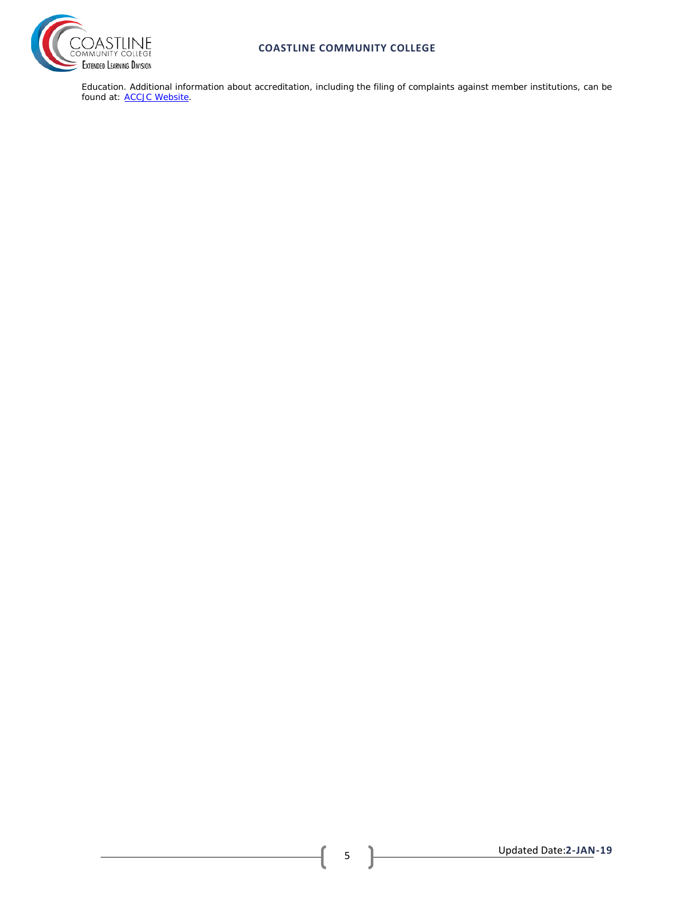Education. Additional information about accreditation, including the filing of complaints against member institutions, can be found at: ACCJC Website.